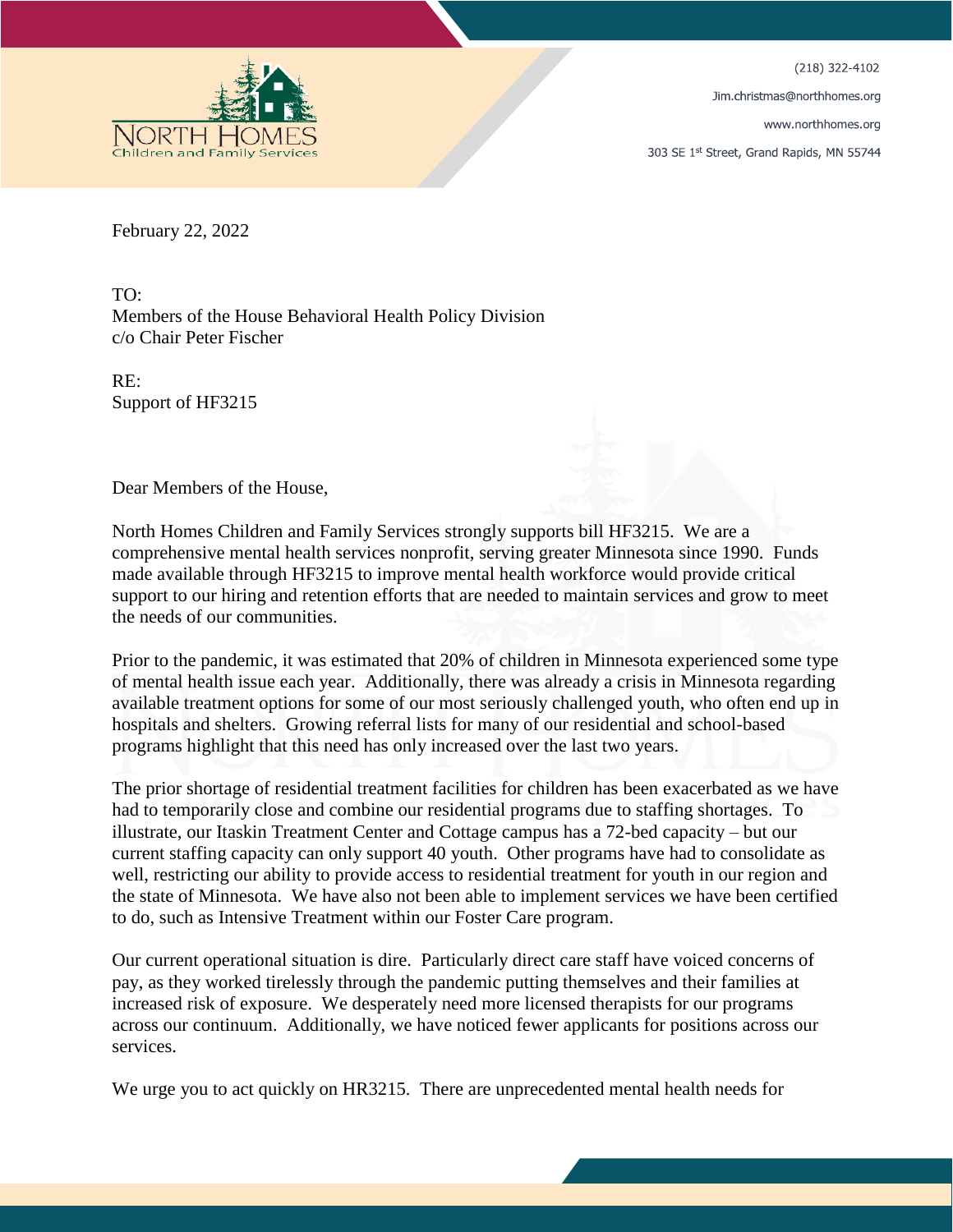NORTH HOMES
Children and Family Services

(218) 322-4102

Jim.christmas@northhomes.org

www.northhomes.org

303 SE 1st Street, Grand Rapids, MN 55744

February 22, 2022

TO:
Members of the House Behavioral Health Policy Division
c/o Chair Peter Fischer

RE:
Support of HF3215

Dear Members of the House,

North Homes Children and Family Services strongly supports bill HF3215. We are a comprehensive mental health services nonprofit, serving greater Minnesota since 1990. Funds made available through HF3215 to improve mental health workforce would provide critical support to our hiring and retention efforts that are needed to maintain services and grow to meet the needs of our communities.

Prior to the pandemic, it was estimated that 20% of children in Minnesota experienced some type of mental health issue each year. Additionally, there was already a crisis in Minnesota regarding available treatment options for some of our most seriously challenged youth, who often end up in hospitals and shelters. Growing referral lists for many of our residential and school-based programs highlight that this need has only increased over the last two years.

The prior shortage of residential treatment facilities for children has been exacerbated as we have had to temporarily close and combine our residential programs due to staffing shortages. To illustrate, our Itaskin Treatment Center and Cottage campus has a 72-bed capacity – but our current staffing capacity can only support 40 youth. Other programs have had to consolidate as well, restricting our ability to provide access to residential treatment for youth in our region and the state of Minnesota. We have also not been able to implement services we have been certified to do, such as Intensive Treatment within our Foster Care program.

Our current operational situation is dire. Particularly direct care staff have voiced concerns of pay, as they worked tirelessly through the pandemic putting themselves and their families at increased risk of exposure. We desperately need more licensed therapists for our programs across our continuum. Additionally, we have noticed fewer applicants for positions across our services.

We urge you to act quickly on HR3215. There are unprecedented mental health needs for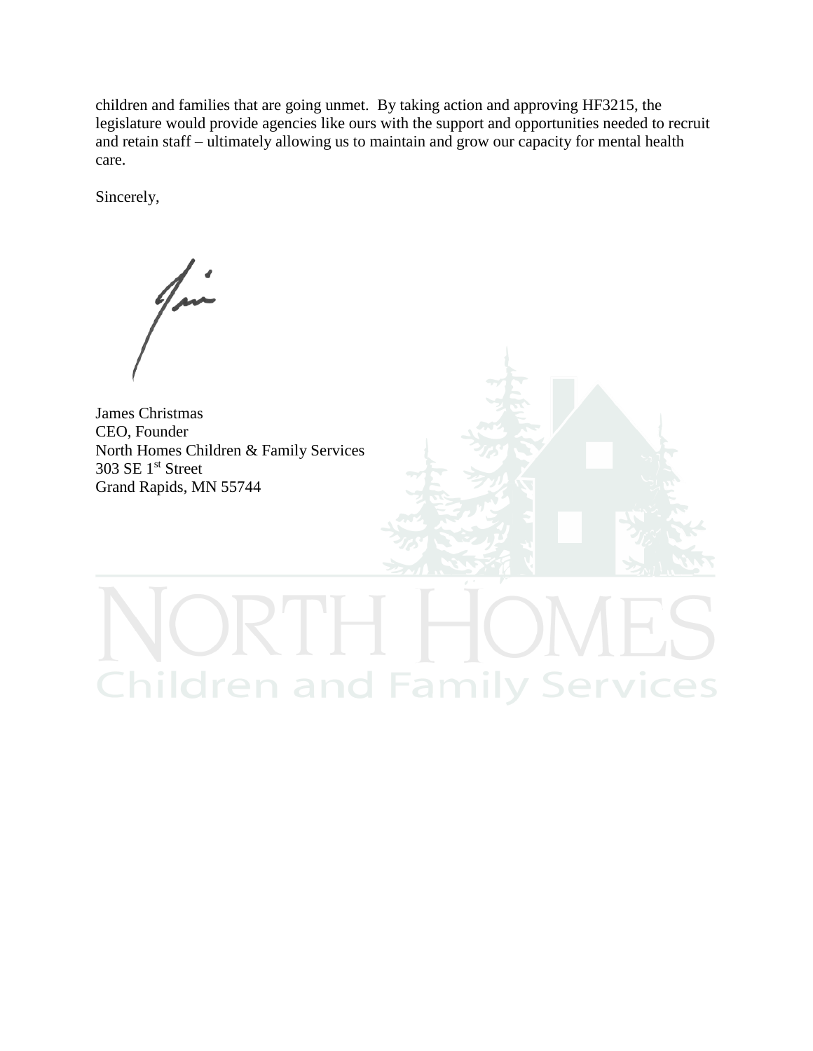children and families that are going unmet. By taking action and approving HF3215, the legislature would provide agencies like ours with the support and opportunities needed to recruit and retain staff – ultimately allowing us to maintain and grow our capacity for mental health care.

Sincerely,

James Christmas
CEO, Founder
North Homes Children & Family Services
303 SE 1st Street
Grand Rapids, MN 55744